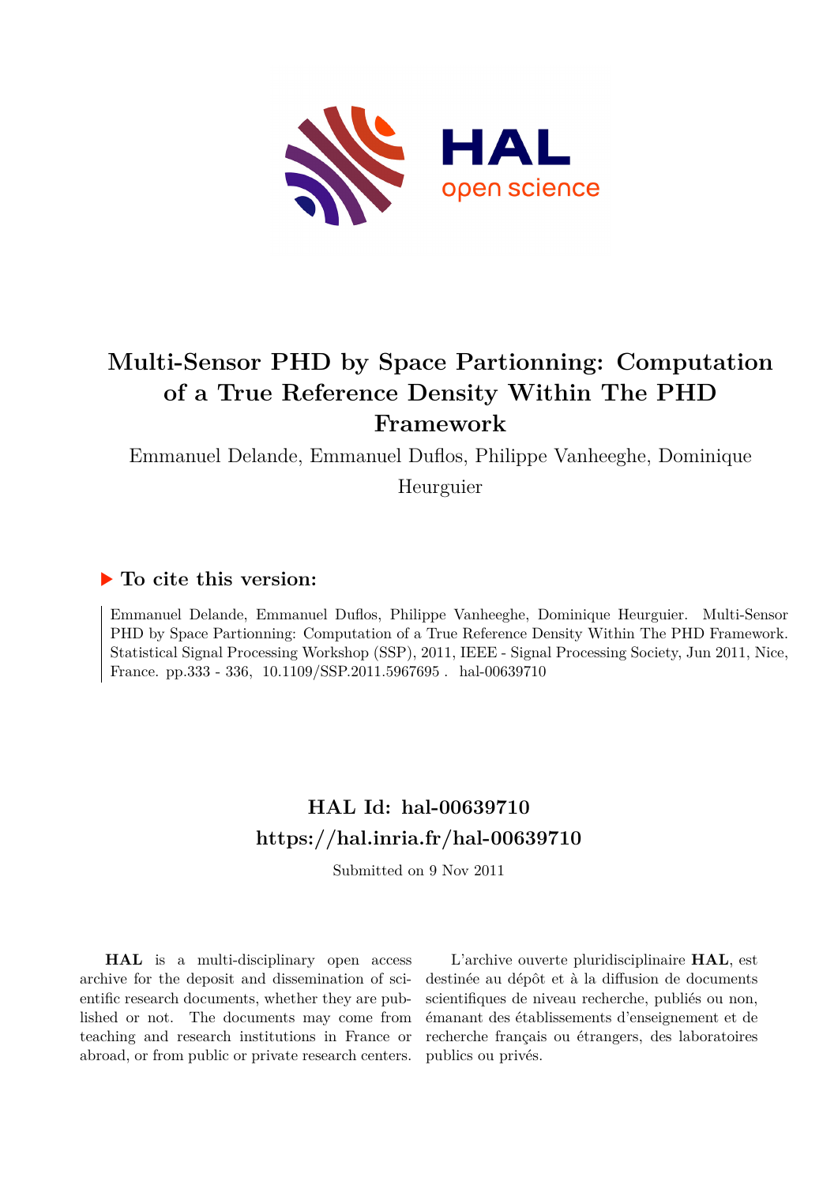# Multi-Sensor PHD by Space Partionning: Computation of a True Reference Density Within The PHD Framework

Emmanuel Delande, Emmanuel Duflos, Philippe Vanheeghe, Dominique Heurguier

## ▶ To cite this version:

Emmanuel Delande, Emmanuel Duflos, Philippe Vanheeghe, Dominique Heurguier. Multi-Sensor PHD by Space Partionning: Computation of a True Reference Density Within The PHD Framework. Statistical Signal Processing Workshop (SSP), 2011, IEEE - Signal Processing Society, Jun 2011, Nice, France. pp.333 - 336, 10.1109/SSP.2011.5967695. hal-00639710

## HAL Id: hal-00639710
## https://hal.inria.fr/hal-00639710

Submitted on 9 Nov 2011

**HAL** is a multi-disciplinary open access archive for the deposit and dissemination of scientific research documents, whether they are published or not. The documents may come from teaching and research institutions in France or abroad, or from public or private research centers.

L'archive ouverte pluridisciplinaire **HAL**, est destinée au dépôt et à la diffusion de documents scientifiques de niveau recherche, publiés ou non, émanant des établissements d'enseignement et de recherche français ou étrangers, des laboratoires publics ou privés.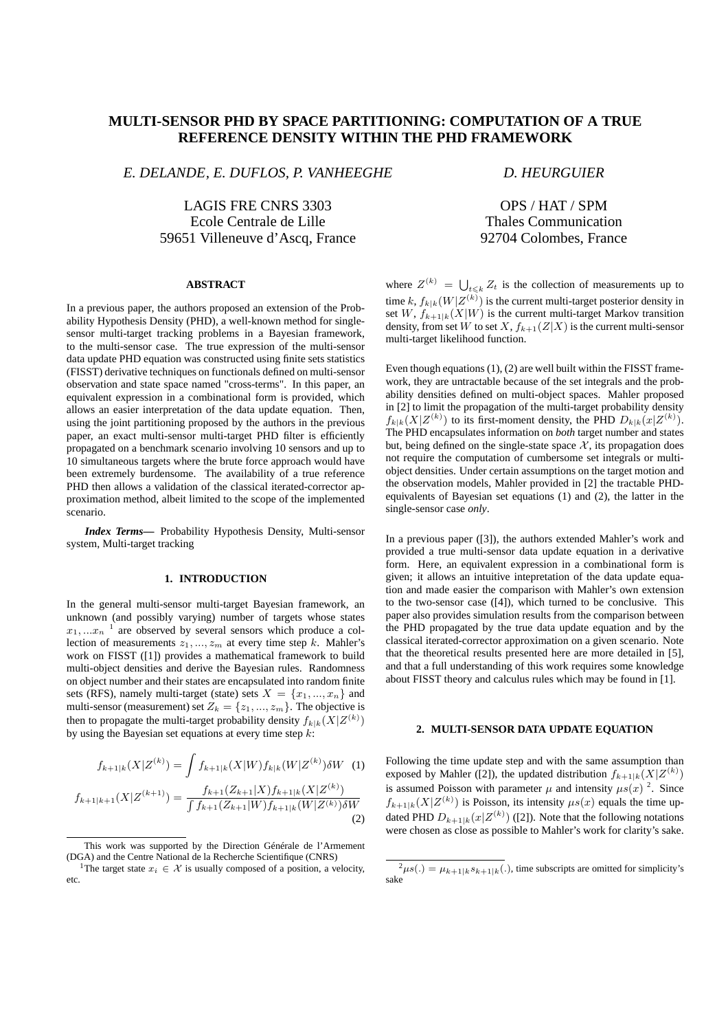# MULTI-SENSOR PHD BY SPACE PARTITIONING: COMPUTATION OF A TRUE REFERENCE DENSITY WITHIN THE PHD FRAMEWORK

*E. DELANDE, E. DUFLOS, P. VANHEEGHE*

LAGIS FRE CNRS 3303
Ecole Centrale de Lille
59651 Villeneuve d'Ascq, France

*D. HEURGUIER*

OPS / HAT / SPM
Thales Communication
92704 Colombes, France

### ABSTRACT

In a previous paper, the authors proposed an extension of the Probability Hypothesis Density (PHD), a well-known method for single-sensor multi-target tracking problems in a Bayesian framework, to the multi-sensor case. The true expression of the multi-sensor data update PHD equation was constructed using finite sets statistics (FISST) derivative techniques on functionals defined on multi-sensor observation and state space named "cross-terms". In this paper, an equivalent expression in a combinational form is provided, which allows an easier interpretation of the data update equation. Then, using the joint partitioning proposed by the authors in the previous paper, an exact multi-sensor multi-target PHD filter is efficiently propagated on a benchmark scenario involving 10 sensors and up to 10 simultaneous targets where the brute force approach would have been extremely burdensome. The availability of a true reference PHD then allows a validation of the classical iterated-corrector approximation method, albeit limited to the scope of the implemented scenario.

***Index Terms***— Probability Hypothesis Density, Multi-sensor system, Multi-target tracking

## 1. INTRODUCTION

In the general multi-sensor multi-target Bayesian framework, an unknown (and possibly varying) number of targets whose states $x_1, ...x_n$ [1] are observed by several sensors which produce a collection of measurements $z_1, ..., z_m$ at every time step $k$. Mahler's work on FISST ([1]) provides a mathematical framework to build multi-object densities and derive the Bayesian rules. Randomness on object number and their states are encapsulated into random finite sets (RFS), namely multi-target (state) sets $X = \{x_1, ..., x_n\}$ and multi-sensor (measurement) set $Z_k = \{z_1, ..., z_m\}$. The objective is then to propagate the multi-target probability density $f_{k|k}(X|Z^{(k)})$ by using the Bayesian set equations at every time step $k$:

$$f_{k+1|k}(X|Z^{(k)}) = \int f_{k+1|k}(X|W) f_{k|k}(W|Z^{(k)}) \delta W \quad (1)$$

$$f_{k+1|k+1}(X|Z^{(k+1)}) = \frac{f_{k+1}(Z_{k+1}|X) f_{k+1|k}(X|Z^{(k)})}{\int f_{k+1}(Z_{k+1}|W) f_{k+1|k}(W|Z^{(k)}) \delta W} \quad (2)$$

where $Z^{(k)} = \bigcup_{t \leqslant k} Z_t$ is the collection of measurements up to time $k$, $f_{k|k}(W|Z^{(k)})$ is the current multi-target posterior density in set $W$, $f_{k+1|k}(X|W)$ is the current multi-target Markov transition density, from set $W$ to set $X$, $f_{k+1}(Z|X)$ is the current multi-sensor multi-target likelihood function.

Even though equations (1), (2) are well built within the FISST framework, they are untractable because of the set integrals and the probability densities defined on multi-object spaces. Mahler proposed in [2] to limit the propagation of the multi-target probability density $f_{k|k}(X|Z^{(k)})$ to its first-moment density, the PHD $D_{k|k}(x|Z^{(k)})$. The PHD encapsulates information on *both* target number and states but, being defined on the single-state space $\mathcal{X}$, its propagation does not require the computation of cumbersome set integrals or multi-object densities. Under certain assumptions on the target motion and the observation models, Mahler provided in [2] the tractable PHD-equivalents of Bayesian set equations (1) and (2), the latter in the single-sensor case *only*.

In a previous paper ([3]), the authors extended Mahler's work and provided a true multi-sensor data update equation in a derivative form. Here, an equivalent expression in a combinational form is given; it allows an intuitive intepretation of the data update equation and made easier the comparison with Mahler's own extension to the two-sensor case ([4]), which turned to be conclusive. This paper also provides simulation results from the comparison between the PHD propagated by the true data update equation and by the classical iterated-corrector approximation on a given scenario. Note that the theoretical results presented here are more detailed in [5], and that a full understanding of this work requires some knowledge about FISST theory and calculus rules which may be found in [1].

## 2. MULTI-SENSOR DATA UPDATE EQUATION

Following the time update step and with the same assumption than exposed by Mahler ([2]), the updated distribution $f_{k+1|k}(X|Z^{(k)})$ is assumed Poisson with parameter $\mu$ and intensity $\mu s(x)$ [2]. Since $f_{k+1|k}(X|Z^{(k)})$ is Poisson, its intensity $\mu s(x)$ equals the time updated PHD $D_{k+1|k}(x|Z^{(k)})$ ([2]). Note that the following notations were chosen as close as possible to Mahler's work for clarity's sake.

---

This work was supported by the Direction Générale de l'Armement (DGA) and the Centre National de la Recherche Scientifique (CNRS)

[1] The target state $x_i \in \mathcal{X}$ is usually composed of a position, a velocity, etc.

[2] $\mu s(.) = \mu_{k+1|k} s_{k+1|k}(.)$, time subscripts are omitted for simplicity's sake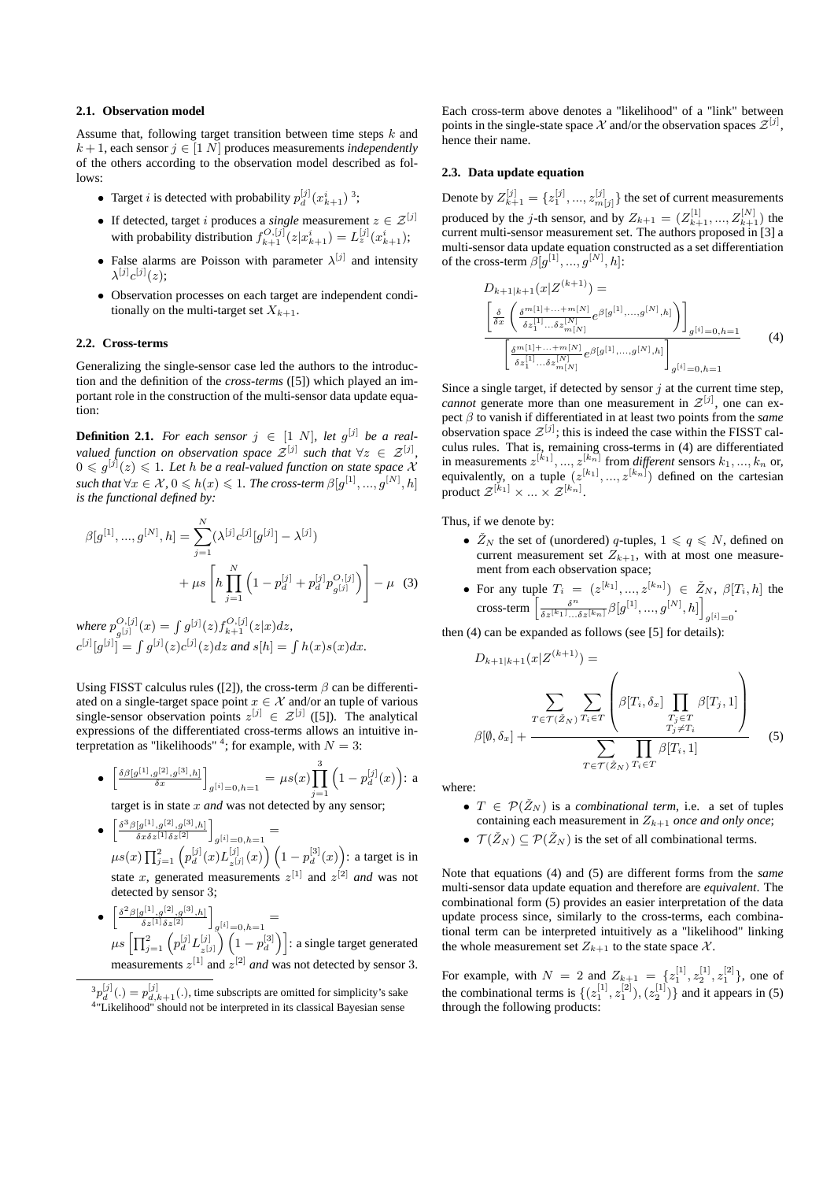### 2.1. Observation model

Assume that, following target transition between time steps $k$ and $k+1$, each sensor $j \in [1\ N]$ produces measurements *independently* of the others according to the observation model described as follows:

- Target $i$ is detected with probability $p_d^{[j]}(x_{k+1}^i)$ [3];
- If detected, target $i$ produces a *single* measurement $z \in \mathcal{Z}^{[j]}$ with probability distribution $f_{k+1}^{O,[j]}(z|x_{k+1}^i) = L_z^{[j]}(x_{k+1}^i)$;
- False alarms are Poisson with parameter $\lambda^{[j]}$ and intensity $\lambda^{[j]}c^{[j]}(z)$;
- Observation processes on each target are independent conditionally on the multi-target set $X_{k+1}$.

### 2.2. Cross-terms

Generalizing the single-sensor case led the authors to the introduction and the definition of the *cross-terms* ([5]) which played an important role in the construction of the multi-sensor data update equation:

**Definition 2.1.** *For each sensor $j \in [1\ N]$, let $g^{[j]}$ be a real-valued function on observation space $\mathcal{Z}^{[j]}$ such that $\forall z \in \mathcal{Z}^{[j]}$, $0 \leqslant g^{[j]}(z) \leqslant 1$. Let $h$ be a real-valued function on state space $\mathcal{X}$ such that $\forall x \in \mathcal{X}$, $0 \leqslant h(x) \leqslant 1$. The cross-term $\beta[g^{[1]}, ..., g^{[N]}, h]$ is the functional defined by:*

$$
\begin{aligned}
\beta[g^{[1]}, ..., g^{[N]}, h] = &\sum_{j=1}^{N}(\lambda^{[j]}c^{[j]}[g^{[j]}] - \lambda^{[j]}) \\
&+ \mu s\left[h\prod_{j=1}^{N}\left(1 - p_d^{[j]} + p_d^{[j]}p_{g^{[j]}}^{O,[j]}\right)\right] - \mu \quad (3)
\end{aligned}
$$

*where $p_{g^{[j]}}^{O,[j]}(x) = \int g^{[j]}(z) f_{k+1}^{O,[j]}(z|x)dz$,*
*$c^{[j]}[g^{[j]}] = \int g^{[j]}(z)c^{[j]}(z)dz$ and $s[h] = \int h(x)s(x)dx$.*

Using FISST calculus rules ([2]), the cross-term $\beta$ can be differentiated on a single-target space point $x \in \mathcal{X}$ and/or an tuple of various single-sensor observation points $z^{[j]} \in \mathcal{Z}^{[j]}$ ([5]). The analytical expressions of the differentiated cross-terms allows an intuitive interpretation as "likelihoods" [4]; for example, with $N = 3$:

- $\left[\frac{\delta\beta[g^{[1]},g^{[2]},g^{[3]},h]}{\delta x}\right]_{g^{[i]}=0,h=1} = \mu s(x)\prod_{j=1}^{3}\left(1 - p_d^{[j]}(x)\right)$: a target is in state $x$ *and* was not detected by any sensor;
- $\left[\frac{\delta^3\beta[g^{[1]},g^{[2]},g^{[3]},h]}{\delta x\delta z^{[1]}\delta z^{[2]}}\right]_{g^{[i]}=0,h=1} = \mu s(x)\prod_{j=1}^{2}\left(p_d^{[j]}(x)L_{z^{[j]}}^{[j]}(x)\right)\left(1 - p_d^{[3]}(x)\right)$: a target is in state $x$, generated measurements $z^{[1]}$ and $z^{[2]}$ *and* was not detected by sensor 3;
- $\left[\frac{\delta^2\beta[g^{[1]},g^{[2]},g^{[3]},h]}{\delta z^{[1]}\delta z^{[2]}}\right]_{g^{[i]}=0,h=1} = \mu s\left[\prod_{j=1}^{2}\left(p_d^{[j]}L_{z^{[j]}}^{[j]}\right)\left(1 - p_d^{[3]}\right)\right]$: a single target generated measurements $z^{[1]}$ and $z^{[2]}$ *and* was not detected by sensor 3.

Each cross-term above denotes a "likelihood" of a "link" between points in the single-state space $\mathcal{X}$ and/or the observation spaces $\mathcal{Z}^{[j]}$, hence their name.

### 2.3. Data update equation

Denote by $Z_{k+1}^{[j]} = \{z_1^{[j]}, ..., z_{m[j]}^{[j]}\}$ the set of current measurements produced by the $j$-th sensor, and by $Z_{k+1} = (Z_{k+1}^{[1]}, ..., Z_{k+1}^{[N]})$ the current multi-sensor measurement set. The authors proposed in [3] a multi-sensor data update equation constructed as a set differentiation of the cross-term $\beta[g^{[1]}, ..., g^{[N]}, h]$:

$$
D_{k+1|k+1}(x|Z^{(k+1)}) = \frac{\left[\frac{\delta}{\delta x}\left(\frac{\delta^{m[1]+...+m[N]}}{\delta z_1^{[1]}...\delta z_{m[N]}^{[N]}}e^{\beta[g^{[1]},...,g^{[N]},h]}\right)\right]_{g^{[i]}=0,h=1}}{\left[\frac{\delta^{m[1]+...+m[N]}}{\delta z_1^{[1]}...\delta z_{m[N]}^{[N]}}e^{\beta[g^{[1]},...,g^{[N]},h]}\right]_{g^{[i]}=0,h=1}} \quad (4)
$$

Since a single target, if detected by sensor $j$ at the current time step, *cannot* generate more than one measurement in $\mathcal{Z}^{[j]}$, one can expect $\beta$ to vanish if differentiated in at least two points from the *same* observation space $\mathcal{Z}^{[j]}$; this is indeed the case within the FISST calculus rules. That is, remaining cross-terms in (4) are differentiated in measurements $z^{[k_1]}, ..., z^{[k_n]}$ from *different* sensors $k_1, ..., k_n$ or, equivalently, on a tuple $(z^{[k_1]}, ..., z^{[k_n]})$ defined on the cartesian product $\mathcal{Z}^{[k_1]} \times ... \times \mathcal{Z}^{[k_n]}$.

Thus, if we denote by:

- $\check{Z}_N$ the set of (unordered) $q$-tuples, $1 \leqslant q \leqslant N$, defined on current measurement set $Z_{k+1}$, with at most one measurement from each observation space;
- For any tuple $T_i = (z^{[k_1]}, ..., z^{[k_n]}) \in \check{Z}_N$, $\beta[T_i, h]$ the cross-term $\left[\frac{\delta^n}{\delta z^{[k_1]}...\delta z^{[k_n]}}\beta[g^{[1]}, ..., g^{[N]}, h]\right]_{g^{[i]}=0}$.

then (4) can be expanded as follows (see [5] for details):

$$
D_{k+1|k+1}(x|Z^{(k+1)}) = \beta[\emptyset, \delta_x] + \frac{\displaystyle\sum_{T\in\mathcal{T}(\check{Z}_N)}\sum_{T_i\in T}\left(\beta[T_i, \delta_x]\prod_{\substack{T_j\in T \\ T_j\neq T_i}}\beta[T_j, 1]\right)}{\displaystyle\sum_{T\in\mathcal{T}(\check{Z}_N)}\prod_{T_i\in T}\beta[T_i, 1]} \quad (5)
$$

where:

- $T \in \mathcal{P}(\check{Z}_N)$ is a *combinational term*, i.e. a set of tuples containing each measurement in $Z_{k+1}$ *once and only once*;
- $\mathcal{T}(\check{Z}_N) \subseteq \mathcal{P}(\check{Z}_N)$ is the set of all combinational terms.

Note that equations (4) and (5) are different forms from the *same* multi-sensor data update equation and therefore are *equivalent*. The combinational form (5) provides an easier interpretation of the data update process since, similarly to the cross-terms, each combinational term can be interpreted intuitively as a "likelihood" linking the whole measurement set $Z_{k+1}$ to the state space $\mathcal{X}$.

For example, with $N = 2$ and $Z_{k+1} = \{z_1^{[1]}, z_2^{[1]}, z_1^{[2]}\}$, one of the combinational terms is $\{(z_1^{[1]}, z_1^{[2]}), (z_2^{[1]})\}$ and it appears in (5) through the following products:

---

[3] $p_d^{[j]}(.) = p_{d,k+1}^{[j]}(.)$, time subscripts are omitted for simplicity's sake

[4] "Likelihood" should not be interpreted in its classical Bayesian sense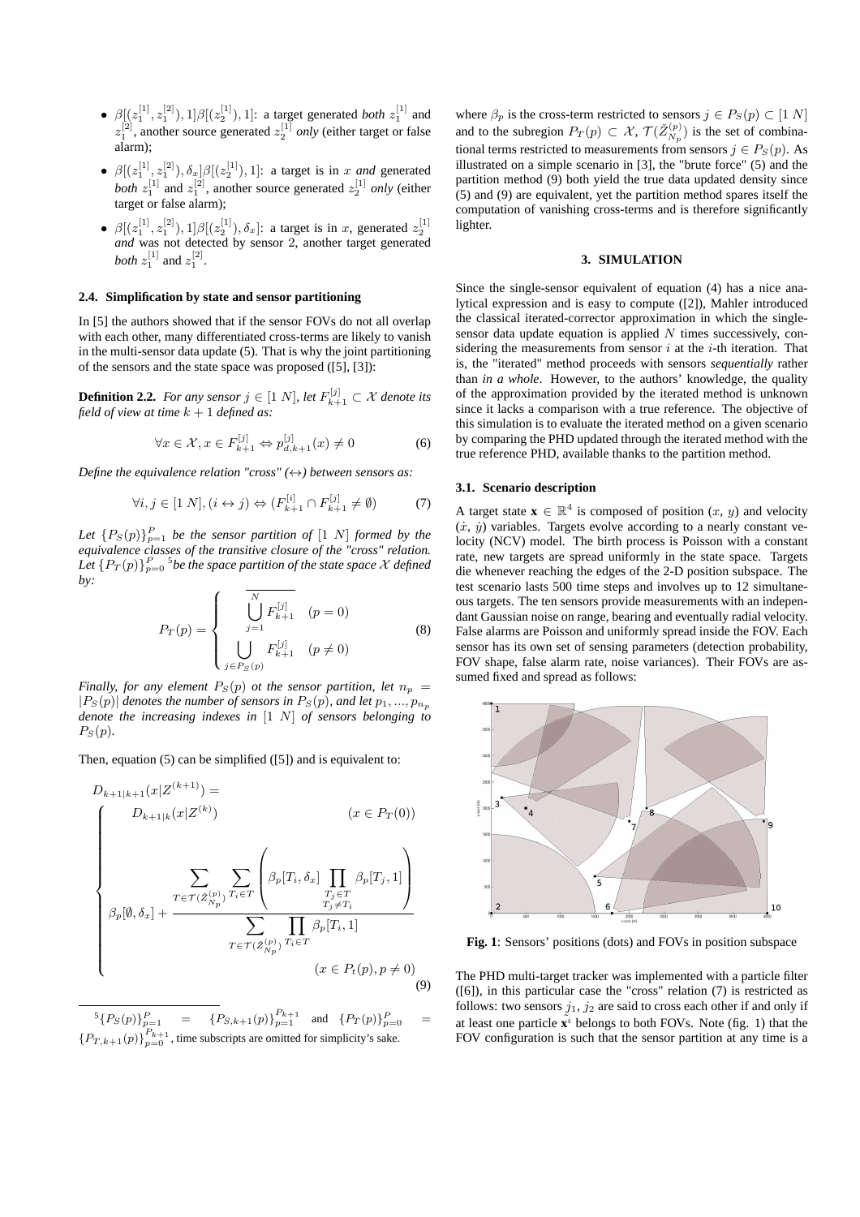- $\beta[(z_1^{[1]}, z_1^{[2]}), 1]\beta[(z_2^{[1]}), 1]$: a target generated *both* $z_1^{[1]}$ and $z_1^{[2]}$, another source generated $z_2^{[1]}$ *only* (either target or false alarm);
- $\beta[(z_1^{[1]}, z_1^{[2]}), \delta_x]\beta[(z_2^{[1]}), 1]$: a target is in $x$ *and* generated *both* $z_1^{[1]}$ and $z_1^{[2]}$, another source generated $z_2^{[1]}$ *only* (either target or false alarm);
- $\beta[(z_1^{[1]}, z_1^{[2]}), 1]\beta[(z_2^{[1]}), \delta_x]$: a target is in $x$, generated $z_2^{[1]}$ *and* was not detected by sensor 2, another target generated *both* $z_1^{[1]}$ and $z_1^{[2]}$.

### 2.4. Simplification by state and sensor partitioning

In [5] the authors showed that if the sensor FOVs do not all overlap with each other, many differentiated cross-terms are likely to vanish in the multi-sensor data update (5). That is why the joint partitioning of the sensors and the state space was proposed ([5], [3]):

**Definition 2.2.** *For any sensor $j \in [1\ N]$, let $F_{k+1}^{[j]} \subset \mathcal{X}$ denote its field of view at time $k+1$ defined as:*

$$\forall x \in \mathcal{X}, x \in F_{k+1}^{[j]} \Leftrightarrow p_{d,k+1}^{[j]}(x) \neq 0 \tag{6}$$

*Define the equivalence relation "cross" ($\leftrightarrow$) between sensors as:*

$$\forall i, j \in [1\ N], (i \leftrightarrow j) \Leftrightarrow (F_{k+1}^{[i]} \cap F_{k+1}^{[j]} \neq \emptyset) \tag{7}$$

*Let $\{P_S(p)\}_{p=1}^{P}$ be the sensor partition of $[1\ N]$ formed by the equivalence classes of the transitive closure of the "cross" relation. Let $\{P_T(p)\}_{p=0}^{P}$ [5] be the space partition of the state space $\mathcal{X}$ defined by:*

$$P_T(p) = \begin{cases} \overline{\bigcup_{j=1}^{N} F_{k+1}^{[j]}} & (p = 0) \\ \bigcup_{j \in P_S(p)} F_{k+1}^{[j]} & (p \neq 0) \end{cases} \tag{8}$$

*Finally, for any element $P_S(p)$ ot the sensor partition, let $n_p = |P_S(p)|$ denotes the number of sensors in $P_S(p)$, and let $p_1, ..., p_{n_p}$ denote the increasing indexes in $[1\ N]$ of sensors belonging to $P_S(p)$.*

Then, equation (5) can be simplified ([5]) and is equivalent to:

$$D_{k+1|k+1}(x|Z^{(k+1)}) = \begin{cases} D_{k+1|k}(x|Z^{(k)}) & (x \in P_T(0)) \\ \beta_p[\emptyset, \delta_x] + \dfrac{\displaystyle\sum_{T \in \mathcal{T}(\breve{Z}_{N_p}^{(p)})} \sum_{T_i \in T} \left( \beta_p[T_i, \delta_x] \prod_{\substack{T_j \in T \\ T_j \neq T_i}} \beta_p[T_j, 1] \right)}{\displaystyle\sum_{T \in \mathcal{T}(\breve{Z}_{N_p}^{(p)})} \prod_{T_i \in T} \beta_p[T_i, 1]} & (x \in P_t(p), p \neq 0) \end{cases} \tag{9}$$

[5] $\{P_S(p)\}_{p=1}^{P} = \{P_{S,k+1}(p)\}_{p=1}^{P_{k+1}}$ and $\{P_T(p)\}_{p=0}^{P} = \{P_{T,k+1}(p)\}_{p=0}^{P_{k+1}}$, time subscripts are omitted for simplicity's sake.

where $\beta_p$ is the cross-term restricted to sensors $j \in P_S(p) \subset [1\ N]$ and to the subregion $P_T(p) \subset \mathcal{X}$, $\mathcal{T}(\breve{Z}_{N_p}^{(p)})$ is the set of combinational terms restricted to measurements from sensors $j \in P_S(p)$. As illustrated on a simple scenario in [3], the "brute force" (5) and the partition method (9) both yield the true data updated density since (5) and (9) are equivalent, yet the partition method spares itself the computation of vanishing cross-terms and is therefore significantly lighter.

## 3. SIMULATION

Since the single-sensor equivalent of equation (4) has a nice analytical expression and is easy to compute ([2]), Mahler introduced the classical iterated-corrector approximation in which the single-sensor data update equation is applied $N$ times successively, considering the measurements from sensor $i$ at the $i$-th iteration. That is, the "iterated" method proceeds with sensors *sequentially* rather than *in a whole*. However, to the authors' knowledge, the quality of the approximation provided by the iterated method is unknown since it lacks a comparison with a true reference. The objective of this simulation is to evaluate the iterated method on a given scenario by comparing the PHD updated through the iterated method with the true reference PHD, available thanks to the partition method.

### 3.1. Scenario description

A target state $\mathbf{x} \in \mathbb{R}^4$ is composed of position ($x$, $y$) and velocity ($\dot{x}$, $\dot{y}$) variables. Targets evolve according to a nearly constant velocity (NCV) model. The birth process is Poisson with a constant rate, new targets are spread uniformly in the state space. Targets die whenever reaching the edges of the 2-D position subspace. The test scenario lasts 500 time steps and involves up to 12 simultaneous targets. The ten sensors provide measurements with an independant Gaussian noise on range, bearing and eventually radial velocity. False alarms are Poisson and uniformly spread inside the FOV. Each sensor has its own set of sensing parameters (detection probability, FOV shape, false alarm rate, noise variances). Their FOVs are assumed fixed and spread as follows:

**Fig. 1**: Sensors' positions (dots) and FOVs in position subspace

The PHD multi-target tracker was implemented with a particle filter ([6]), in this particular case the "cross" relation (7) is restricted as follows: two sensors $j_1$, $j_2$ are said to cross each other if and only if at least one particle $\mathbf{x}^i$ belongs to both FOVs. Note (fig. 1) that the FOV configuration is such that the sensor partition at any time is a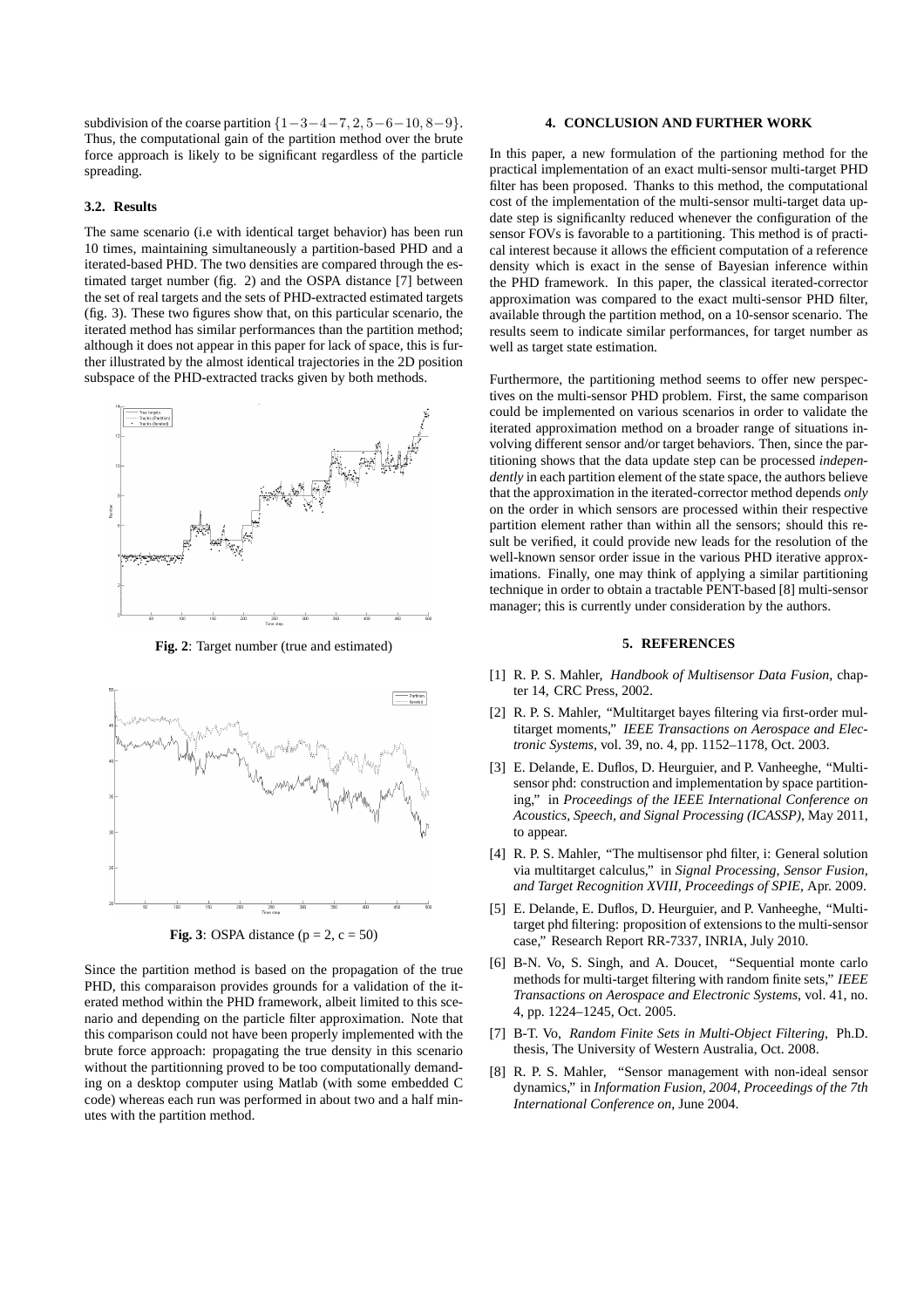subdivision of the coarse partition $\{1-3-4-7, 2, 5-6-10, 8-9\}$. Thus, the computational gain of the partition method over the brute force approach is likely to be significant regardless of the particle spreading.

### 3.2. Results

The same scenario (i.e with identical target behavior) has been run 10 times, maintaining simultaneously a partition-based PHD and a iterated-based PHD. The two densities are compared through the estimated target number (fig. 2) and the OSPA distance [7] between the set of real targets and the sets of PHD-extracted estimated targets (fig. 3). These two figures show that, on this particular scenario, the iterated method has similar performances than the partition method; although it does not appear in this paper for lack of space, this is further illustrated by the almost identical trajectories in the 2D position subspace of the PHD-extracted tracks given by both methods.

True targets
Tracks (Partition)
Tracks (Iterated)
Number
Time step

**Fig. 2**: Target number (true and estimated)

Partition
Iterated
Time step

**Fig. 3**: OSPA distance (p = 2, c = 50)

Since the partition method is based on the propagation of the true PHD, this comparaison provides grounds for a validation of the iterated method within the PHD framework, albeit limited to this scenario and depending on the particle filter approximation. Note that this comparison could not have been properly implemented with the brute force approach: propagating the true density in this scenario without the partitionning proved to be too computationally demanding on a desktop computer using Matlab (with some embedded C code) whereas each run was performed in about two and a half minutes with the partition method.

## 4. CONCLUSION AND FURTHER WORK

In this paper, a new formulation of the partioning method for the practical implementation of an exact multi-sensor multi-target PHD filter has been proposed. Thanks to this method, the computational cost of the implementation of the multi-sensor multi-target data update step is significanlty reduced whenever the configuration of the sensor FOVs is favorable to a partitioning. This method is of practical interest because it allows the efficient computation of a reference density which is exact in the sense of Bayesian inference within the PHD framework. In this paper, the classical iterated-corrector approximation was compared to the exact multi-sensor PHD filter, available through the partition method, on a 10-sensor scenario. The results seem to indicate similar performances, for target number as well as target state estimation.

Furthermore, the partitioning method seems to offer new perspectives on the multi-sensor PHD problem. First, the same comparison could be implemented on various scenarios in order to validate the iterated approximation method on a broader range of situations involving different sensor and/or target behaviors. Then, since the partitioning shows that the data update step can be processed *independently* in each partition element of the state space, the authors believe that the approximation in the iterated-corrector method depends *only* on the order in which sensors are processed within their respective partition element rather than within all the sensors; should this result be verified, it could provide new leads for the resolution of the well-known sensor order issue in the various PHD iterative approximations. Finally, one may think of applying a similar partitioning technique in order to obtain a tractable PENT-based [8] multi-sensor manager; this is currently under consideration by the authors.

## 5. REFERENCES

[1] R. P. S. Mahler, *Handbook of Multisensor Data Fusion*, chapter 14, CRC Press, 2002.

[2] R. P. S. Mahler, "Multitarget bayes filtering via first-order multitarget moments," *IEEE Transactions on Aerospace and Electronic Systems*, vol. 39, no. 4, pp. 1152–1178, Oct. 2003.

[3] E. Delande, E. Duflos, D. Heurguier, and P. Vanheeghe, "Multisensor phd: construction and implementation by space partitioning," in *Proceedings of the IEEE International Conference on Acoustics, Speech, and Signal Processing (ICASSP)*, May 2011, to appear.

[4] R. P. S. Mahler, "The multisensor phd filter, i: General solution via multitarget calculus," in *Signal Processing, Sensor Fusion, and Target Recognition XVIII, Proceedings of SPIE*, Apr. 2009.

[5] E. Delande, E. Duflos, D. Heurguier, and P. Vanheeghe, "Multitarget phd filtering: proposition of extensions to the multi-sensor case," Research Report RR-7337, INRIA, July 2010.

[6] B-N. Vo, S. Singh, and A. Doucet, "Sequential monte carlo methods for multi-target filtering with random finite sets," *IEEE Transactions on Aerospace and Electronic Systems*, vol. 41, no. 4, pp. 1224–1245, Oct. 2005.

[7] B-T. Vo, *Random Finite Sets in Multi-Object Filtering*, Ph.D. thesis, The University of Western Australia, Oct. 2008.

[8] R. P. S. Mahler, "Sensor management with non-ideal sensor dynamics," in *Information Fusion, 2004, Proceedings of the 7th International Conference on*, June 2004.